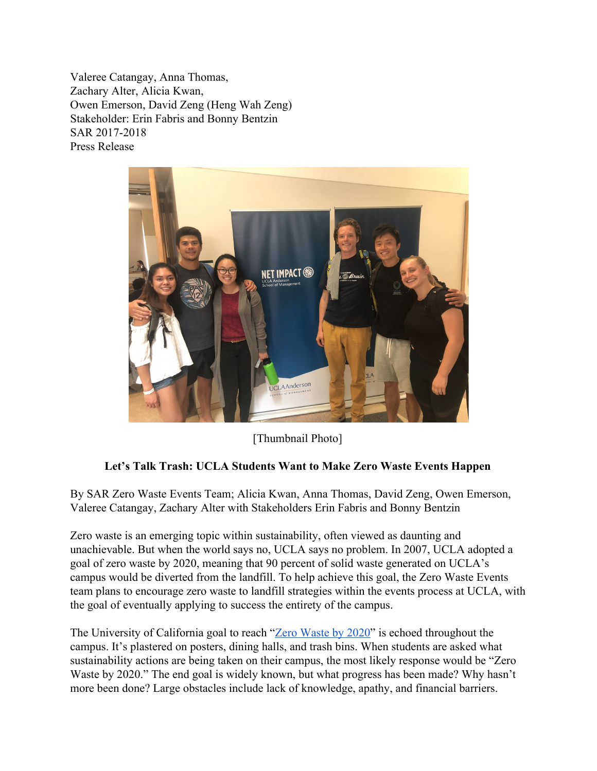Valeree Catangay, Anna Thomas,
Zachary Alter, Alicia Kwan,
Owen Emerson, David Zeng (Heng Wah Zeng)
Stakeholder: Erin Fabris and Bonny Bentzin
SAR 2017-2018
Press Release

[Thumbnail Photo]

**Let's Talk Trash: UCLA Students Want to Make Zero Waste Events Happen**

By SAR Zero Waste Events Team; Alicia Kwan, Anna Thomas, David Zeng, Owen Emerson, Valeree Catangay, Zachary Alter with Stakeholders Erin Fabris and Bonny Bentzin

Zero waste is an emerging topic within sustainability, often viewed as daunting and unachievable. But when the world says no, UCLA says no problem. In 2007, UCLA adopted a goal of zero waste by 2020, meaning that 90 percent of solid waste generated on UCLA's campus would be diverted from the landfill. To help achieve this goal, the Zero Waste Events team plans to encourage zero waste to landfill strategies within the events process at UCLA, with the goal of eventually applying to success the entirety of the campus.

The University of California goal to reach "Zero Waste by 2020" is echoed throughout the campus. It's plastered on posters, dining halls, and trash bins. When students are asked what sustainability actions are being taken on their campus, the most likely response would be "Zero Waste by 2020." The end goal is widely known, but what progress has been made? Why hasn't more been done? Large obstacles include lack of knowledge, apathy, and financial barriers.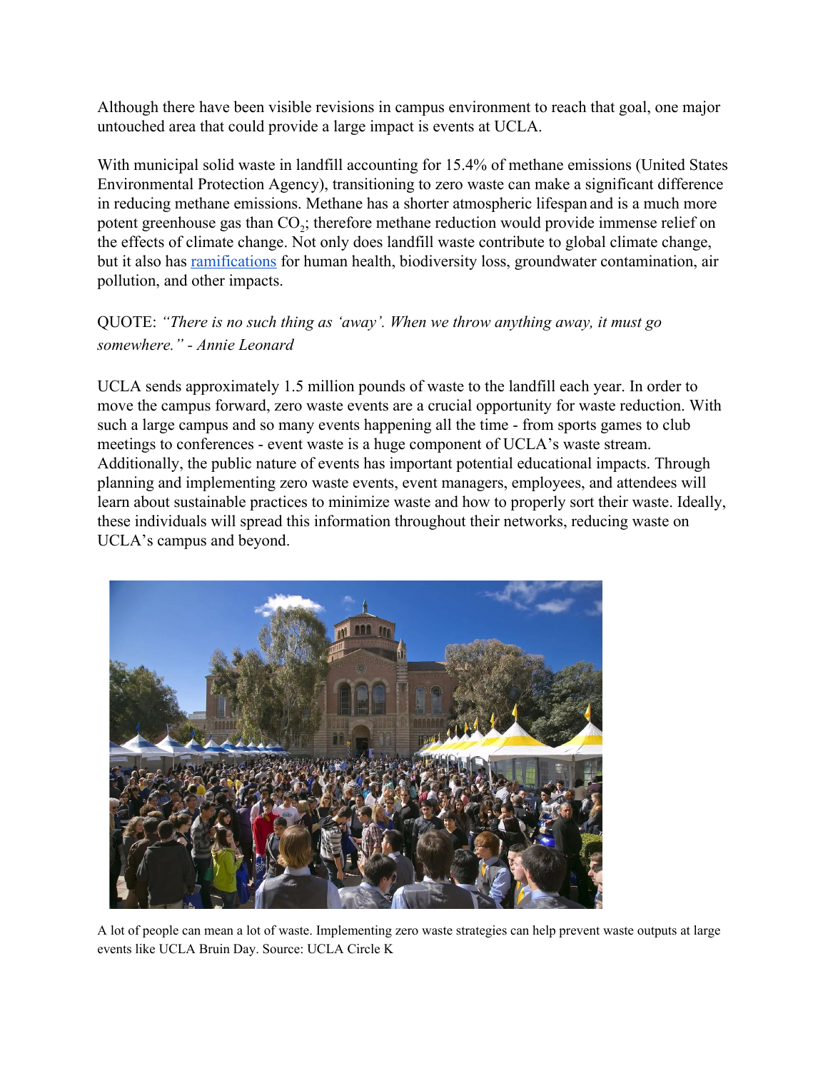Although there have been visible revisions in campus environment to reach that goal, one major untouched area that could provide a large impact is events at UCLA.

With municipal solid waste in landfill accounting for 15.4% of methane emissions (United States Environmental Protection Agency), transitioning to zero waste can make a significant difference in reducing methane emissions. Methane has a shorter atmospheric lifespan and is a much more potent greenhouse gas than $CO_2$; therefore methane reduction would provide immense relief on the effects of climate change. Not only does landfill waste contribute to global climate change, but it also has ramifications for human health, biodiversity loss, groundwater contamination, air pollution, and other impacts.

QUOTE: *"There is no such thing as 'away'. When we throw anything away, it must go somewhere." - Annie Leonard*

UCLA sends approximately 1.5 million pounds of waste to the landfill each year. In order to move the campus forward, zero waste events are a crucial opportunity for waste reduction. With such a large campus and so many events happening all the time - from sports games to club meetings to conferences - event waste is a huge component of UCLA's waste stream. Additionally, the public nature of events has important potential educational impacts. Through planning and implementing zero waste events, event managers, employees, and attendees will learn about sustainable practices to minimize waste and how to properly sort their waste. Ideally, these individuals will spread this information throughout their networks, reducing waste on UCLA's campus and beyond.

A lot of people can mean a lot of waste. Implementing zero waste strategies can help prevent waste outputs at large events like UCLA Bruin Day. Source: UCLA Circle K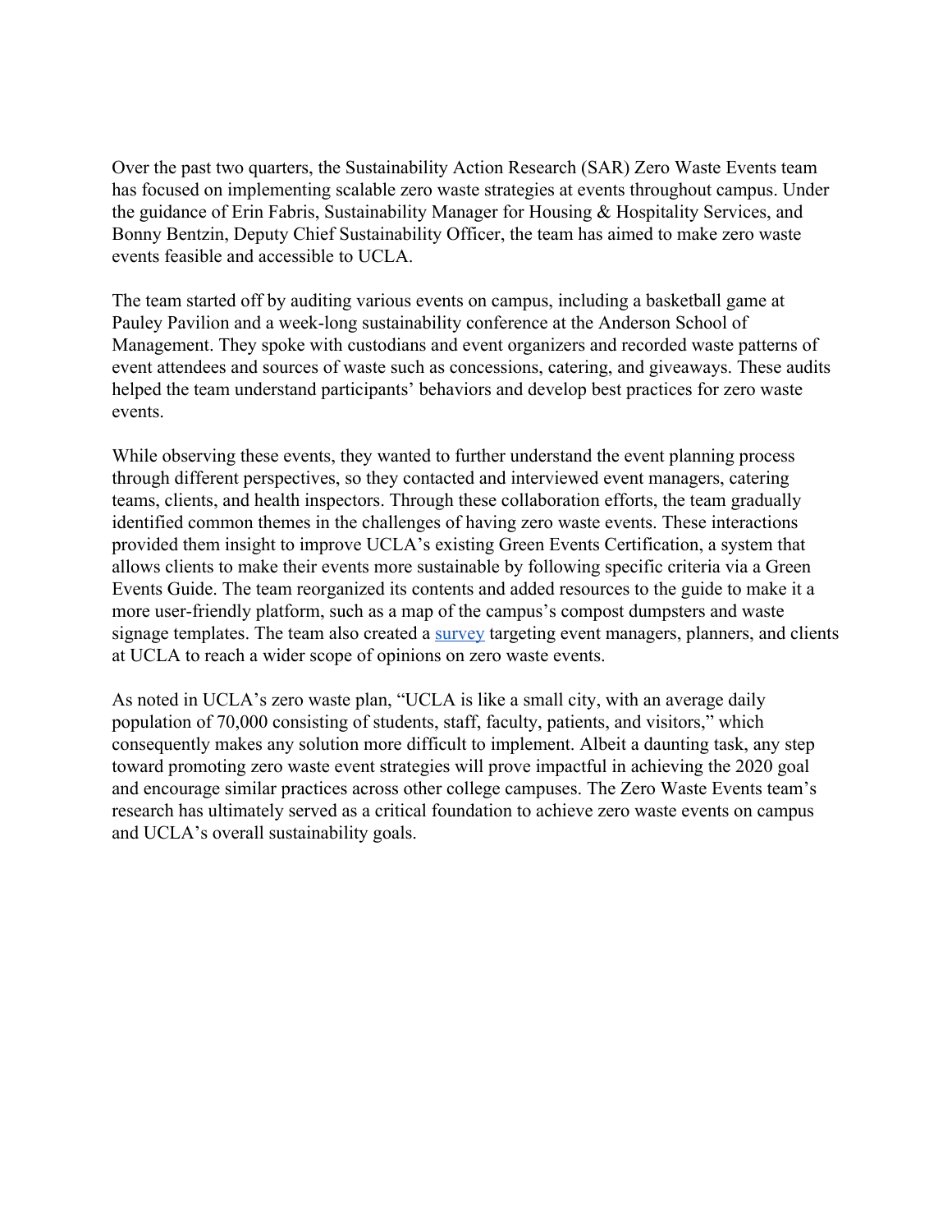Over the past two quarters, the Sustainability Action Research (SAR) Zero Waste Events team has focused on implementing scalable zero waste strategies at events throughout campus. Under the guidance of Erin Fabris, Sustainability Manager for Housing & Hospitality Services, and Bonny Bentzin, Deputy Chief Sustainability Officer, the team has aimed to make zero waste events feasible and accessible to UCLA.

The team started off by auditing various events on campus, including a basketball game at Pauley Pavilion and a week-long sustainability conference at the Anderson School of Management. They spoke with custodians and event organizers and recorded waste patterns of event attendees and sources of waste such as concessions, catering, and giveaways. These audits helped the team understand participants' behaviors and develop best practices for zero waste events.

While observing these events, they wanted to further understand the event planning process through different perspectives, so they contacted and interviewed event managers, catering teams, clients, and health inspectors. Through these collaboration efforts, the team gradually identified common themes in the challenges of having zero waste events. These interactions provided them insight to improve UCLA's existing Green Events Certification, a system that allows clients to make their events more sustainable by following specific criteria via a Green Events Guide. The team reorganized its contents and added resources to the guide to make it a more user-friendly platform, such as a map of the campus's compost dumpsters and waste signage templates. The team also created a survey targeting event managers, planners, and clients at UCLA to reach a wider scope of opinions on zero waste events.

As noted in UCLA's zero waste plan, "UCLA is like a small city, with an average daily population of 70,000 consisting of students, staff, faculty, patients, and visitors," which consequently makes any solution more difficult to implement. Albeit a daunting task, any step toward promoting zero waste event strategies will prove impactful in achieving the 2020 goal and encourage similar practices across other college campuses. The Zero Waste Events team's research has ultimately served as a critical foundation to achieve zero waste events on campus and UCLA's overall sustainability goals.